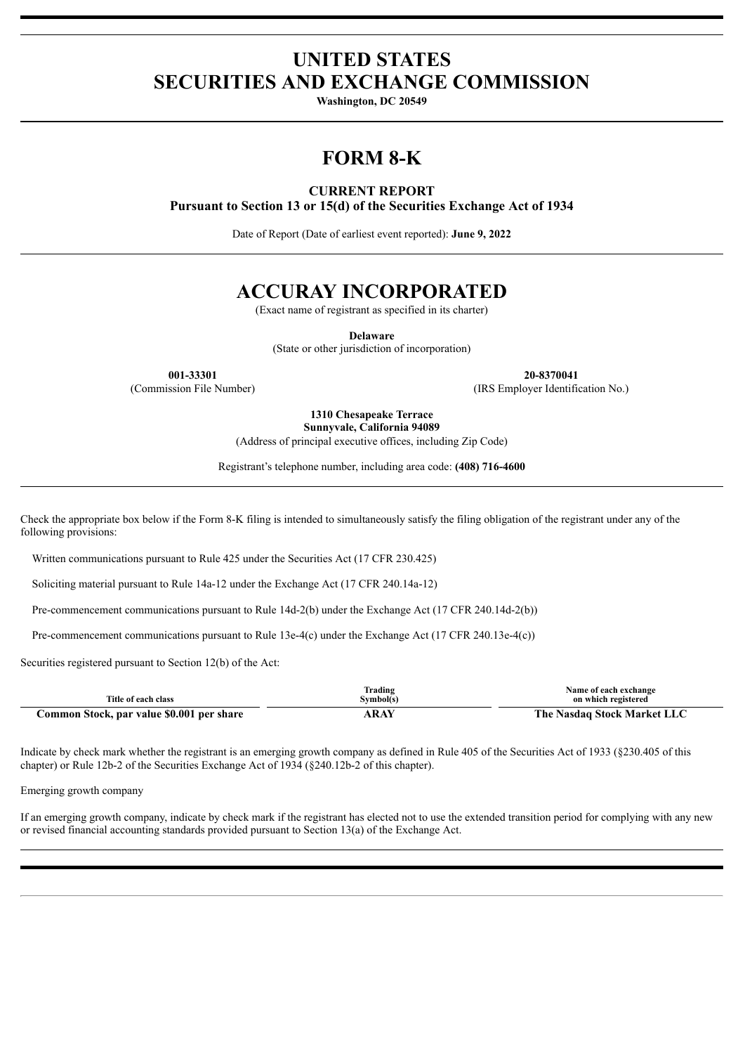# UNITED STATES
# SECURITIES AND EXCHANGE COMMISSION

**Washington, DC 20549**

# FORM 8-K

**CURRENT REPORT**
**Pursuant to Section 13 or 15(d) of the Securities Exchange Act of 1934**

Date of Report (Date of earliest event reported): **June 9, 2022**

# ACCURAY INCORPORATED

(Exact name of registrant as specified in its charter)

**Delaware**
(State or other jurisdiction of incorporation)

| **001-33301** | **20-8370041** |
|---|---|
| (Commission File Number) | (IRS Employer Identification No.) |

**1310 Chesapeake Terrace**
**Sunnyvale, California 94089**
(Address of principal executive offices, including Zip Code)

Registrant's telephone number, including area code: **(408) 716-4600**

Check the appropriate box below if the Form 8-K filing is intended to simultaneously satisfy the filing obligation of the registrant under any of the following provisions:

Written communications pursuant to Rule 425 under the Securities Act (17 CFR 230.425)

Soliciting material pursuant to Rule 14a-12 under the Exchange Act (17 CFR 240.14a-12)

Pre-commencement communications pursuant to Rule 14d-2(b) under the Exchange Act (17 CFR 240.14d-2(b))

Pre-commencement communications pursuant to Rule 13e-4(c) under the Exchange Act (17 CFR 240.13e-4(c))

Securities registered pursuant to Section 12(b) of the Act:

| Title of each class | Trading Symbol(s) | Name of each exchange on which registered |
|---|---|---|
| **Common Stock, par value $0.001 per share** | **ARAY** | **The Nasdaq Stock Market LLC** |

Indicate by check mark whether the registrant is an emerging growth company as defined in Rule 405 of the Securities Act of 1933 (§230.405 of this chapter) or Rule 12b-2 of the Securities Exchange Act of 1934 (§240.12b-2 of this chapter).

Emerging growth company

If an emerging growth company, indicate by check mark if the registrant has elected not to use the extended transition period for complying with any new or revised financial accounting standards provided pursuant to Section 13(a) of the Exchange Act.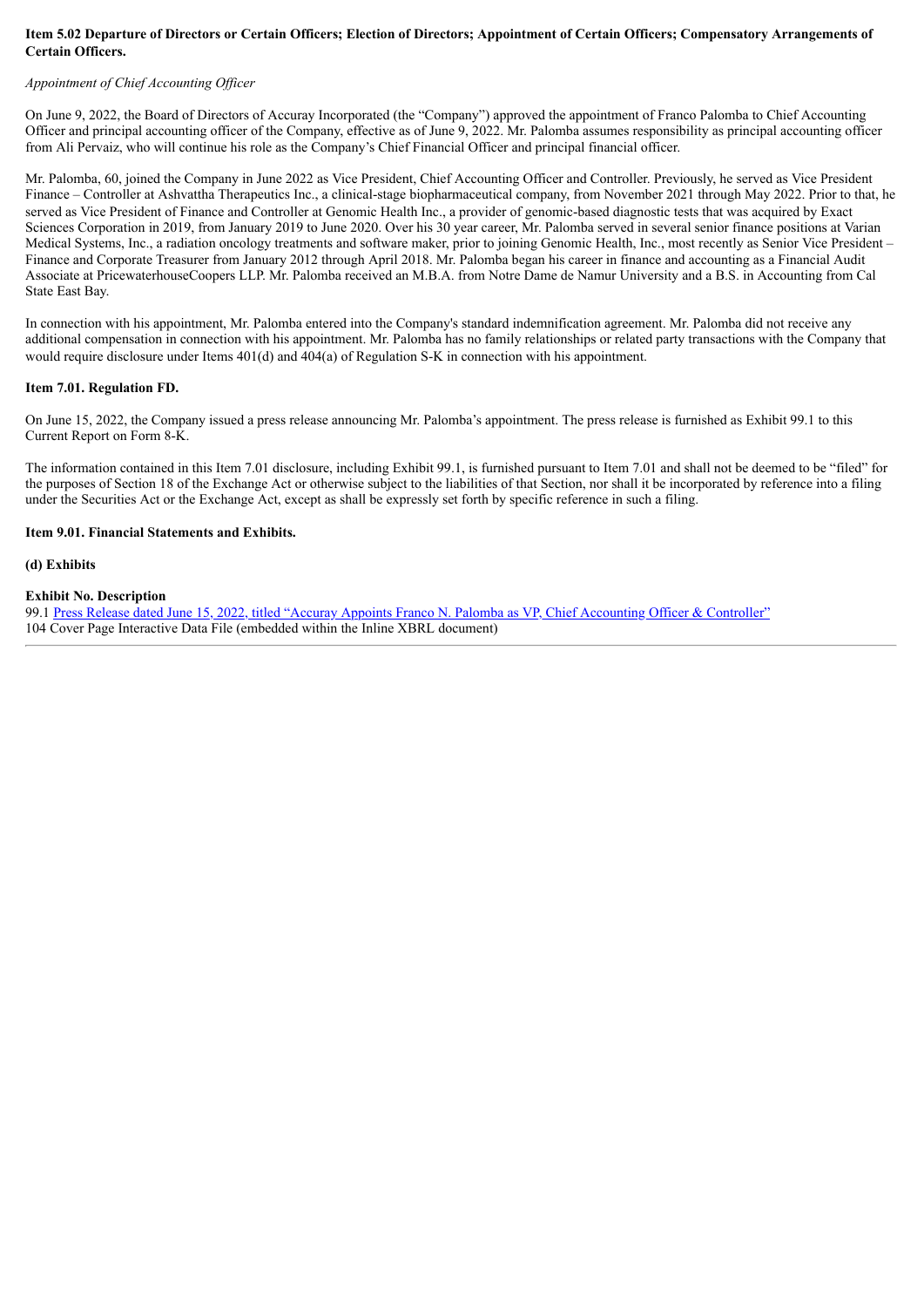### Item 5.02 Departure of Directors or Certain Officers; Election of Directors; Appointment of Certain Officers; Compensatory Arrangements of Certain Officers.

*Appointment of Chief Accounting Officer*

On June 9, 2022, the Board of Directors of Accuray Incorporated (the "Company") approved the appointment of Franco Palomba to Chief Accounting Officer and principal accounting officer of the Company, effective as of June 9, 2022. Mr. Palomba assumes responsibility as principal accounting officer from Ali Pervaiz, who will continue his role as the Company's Chief Financial Officer and principal financial officer.

Mr. Palomba, 60, joined the Company in June 2022 as Vice President, Chief Accounting Officer and Controller. Previously, he served as Vice President Finance – Controller at Ashvattha Therapeutics Inc., a clinical-stage biopharmaceutical company, from November 2021 through May 2022. Prior to that, he served as Vice President of Finance and Controller at Genomic Health Inc., a provider of genomic-based diagnostic tests that was acquired by Exact Sciences Corporation in 2019, from January 2019 to June 2020. Over his 30 year career, Mr. Palomba served in several senior finance positions at Varian Medical Systems, Inc., a radiation oncology treatments and software maker, prior to joining Genomic Health, Inc., most recently as Senior Vice President – Finance and Corporate Treasurer from January 2012 through April 2018. Mr. Palomba began his career in finance and accounting as a Financial Audit Associate at PricewaterhouseCoopers LLP. Mr. Palomba received an M.B.A. from Notre Dame de Namur University and a B.S. in Accounting from Cal State East Bay.

In connection with his appointment, Mr. Palomba entered into the Company's standard indemnification agreement. Mr. Palomba did not receive any additional compensation in connection with his appointment. Mr. Palomba has no family relationships or related party transactions with the Company that would require disclosure under Items 401(d) and 404(a) of Regulation S-K in connection with his appointment.

### Item 7.01. Regulation FD.

On June 15, 2022, the Company issued a press release announcing Mr. Palomba's appointment. The press release is furnished as Exhibit 99.1 to this Current Report on Form 8-K.

The information contained in this Item 7.01 disclosure, including Exhibit 99.1, is furnished pursuant to Item 7.01 and shall not be deemed to be "filed" for the purposes of Section 18 of the Exchange Act or otherwise subject to the liabilities of that Section, nor shall it be incorporated by reference into a filing under the Securities Act or the Exchange Act, except as shall be expressly set forth by specific reference in such a filing.

### Item 9.01. Financial Statements and Exhibits.

**(d) Exhibits**

| Exhibit No. | Description |
|---|---|
| 99.1 | Press Release dated June 15, 2022, titled "Accuray Appoints Franco N. Palomba as VP, Chief Accounting Officer & Controller" |
| 104 | Cover Page Interactive Data File (embedded within the Inline XBRL document) |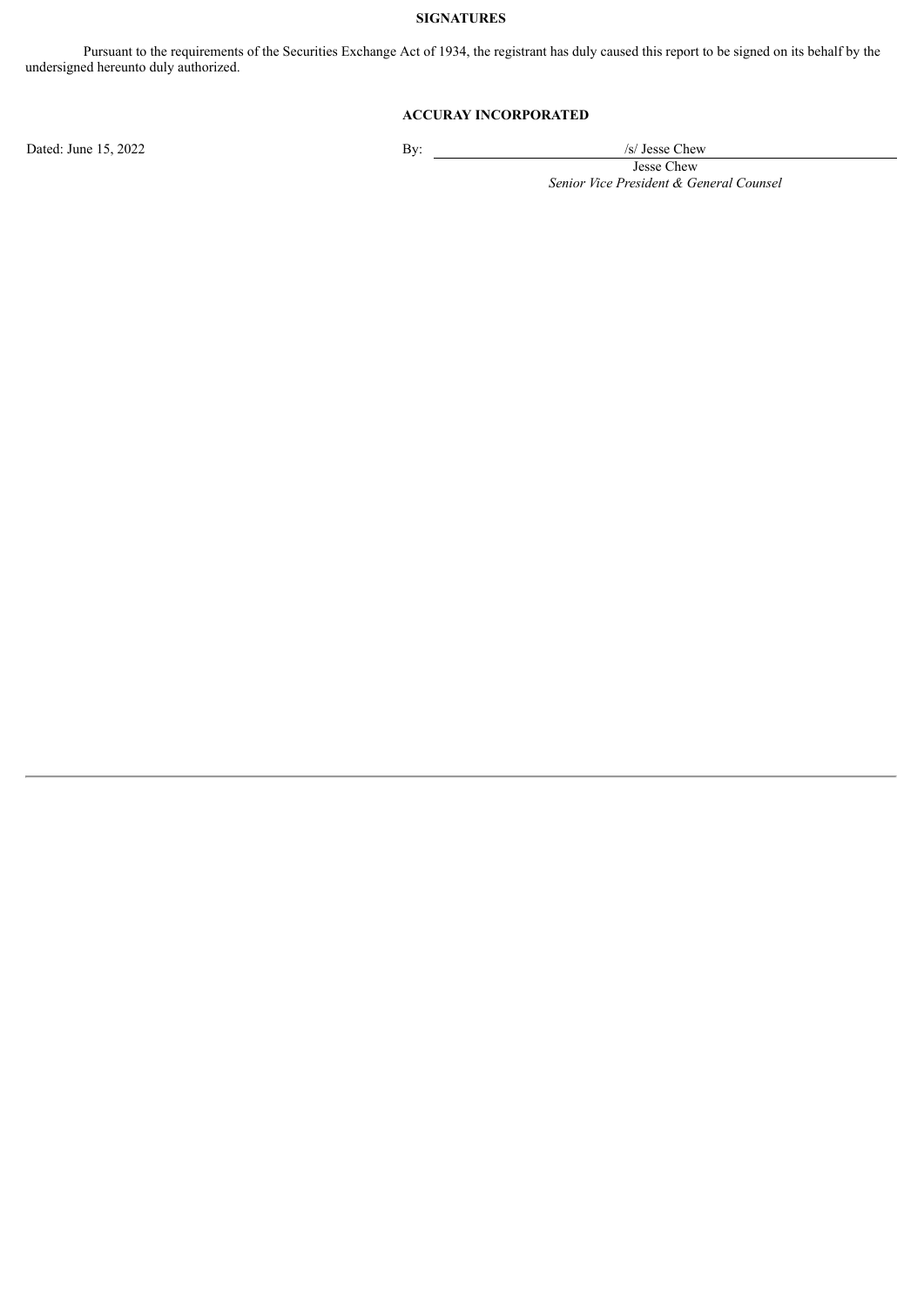**SIGNATURES**

Pursuant to the requirements of the Securities Exchange Act of 1934, the registrant has duly caused this report to be signed on its behalf by the undersigned hereunto duly authorized.

**ACCURAY INCORPORATED**

Dated: June 15, 2022

By: /s/ Jesse Chew

Jesse Chew

*Senior Vice President & General Counsel*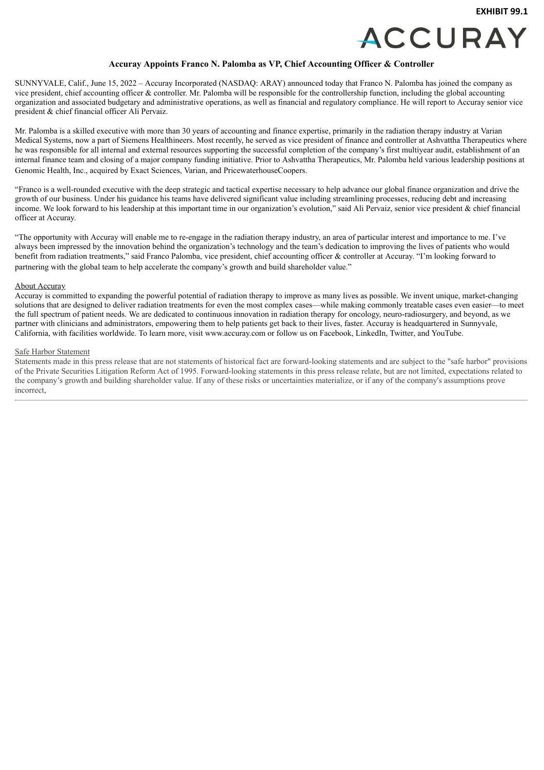EXHIBIT 99.1

ACCURAY

**Accuray Appoints Franco N. Palomba as VP, Chief Accounting Officer & Controller**

SUNNYVALE, Calif., June 15, 2022 – Accuray Incorporated (NASDAQ: ARAY) announced today that Franco N. Palomba has joined the company as vice president, chief accounting officer & controller. Mr. Palomba will be responsible for the controllership function, including the global accounting organization and associated budgetary and administrative operations, as well as financial and regulatory compliance. He will report to Accuray senior vice president & chief financial officer Ali Pervaiz.

Mr. Palomba is a skilled executive with more than 30 years of accounting and finance expertise, primarily in the radiation therapy industry at Varian Medical Systems, now a part of Siemens Healthineers. Most recently, he served as vice president of finance and controller at Ashvattha Therapeutics where he was responsible for all internal and external resources supporting the successful completion of the company's first multiyear audit, establishment of an internal finance team and closing of a major company funding initiative. Prior to Ashvattha Therapeutics, Mr. Palomba held various leadership positions at Genomic Health, Inc., acquired by Exact Sciences, Varian, and PricewaterhouseCoopers.

"Franco is a well-rounded executive with the deep strategic and tactical expertise necessary to help advance our global finance organization and drive the growth of our business. Under his guidance his teams have delivered significant value including streamlining processes, reducing debt and increasing income. We look forward to his leadership at this important time in our organization's evolution," said Ali Pervaiz, senior vice president & chief financial officer at Accuray.

"The opportunity with Accuray will enable me to re-engage in the radiation therapy industry, an area of particular interest and importance to me. I've always been impressed by the innovation behind the organization's technology and the team's dedication to improving the lives of patients who would benefit from radiation treatments," said Franco Palomba, vice president, chief accounting officer & controller at Accuray. "I'm looking forward to partnering with the global team to help accelerate the company's growth and build shareholder value."

About Accuray

Accuray is committed to expanding the powerful potential of radiation therapy to improve as many lives as possible. We invent unique, market-changing solutions that are designed to deliver radiation treatments for even the most complex cases—while making commonly treatable cases even easier—to meet the full spectrum of patient needs. We are dedicated to continuous innovation in radiation therapy for oncology, neuro-radiosurgery, and beyond, as we partner with clinicians and administrators, empowering them to help patients get back to their lives, faster. Accuray is headquartered in Sunnyvale, California, with facilities worldwide. To learn more, visit www.accuray.com or follow us on Facebook, LinkedIn, Twitter, and YouTube.

Safe Harbor Statement

Statements made in this press release that are not statements of historical fact are forward-looking statements and are subject to the "safe harbor" provisions of the Private Securities Litigation Reform Act of 1995. Forward-looking statements in this press release relate, but are not limited, expectations related to the company's growth and building shareholder value. If any of these risks or uncertainties materialize, or if any of the company's assumptions prove incorrect,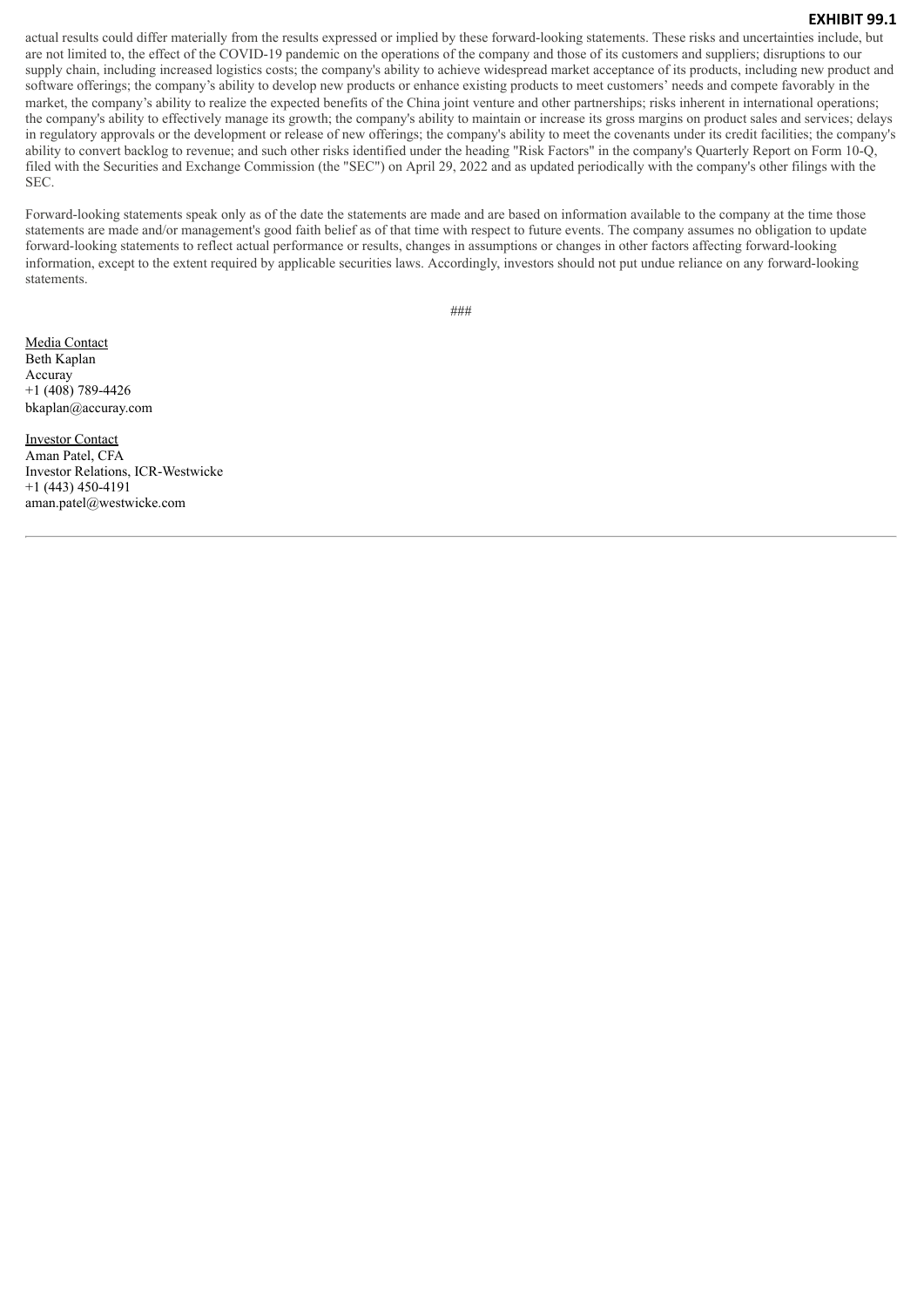actual results could differ materially from the results expressed or implied by these forward-looking statements. These risks and uncertainties include, but are not limited to, the effect of the COVID-19 pandemic on the operations of the company and those of its customers and suppliers; disruptions to our supply chain, including increased logistics costs; the company's ability to achieve widespread market acceptance of its products, including new product and software offerings; the company's ability to develop new products or enhance existing products to meet customers' needs and compete favorably in the market, the company's ability to realize the expected benefits of the China joint venture and other partnerships; risks inherent in international operations; the company's ability to effectively manage its growth; the company's ability to maintain or increase its gross margins on product sales and services; delays in regulatory approvals or the development or release of new offerings; the company's ability to meet the covenants under its credit facilities; the company's ability to convert backlog to revenue; and such other risks identified under the heading "Risk Factors" in the company's Quarterly Report on Form 10-Q, filed with the Securities and Exchange Commission (the "SEC") on April 29, 2022 and as updated periodically with the company's other filings with the SEC.

Forward-looking statements speak only as of the date the statements are made and are based on information available to the company at the time those statements are made and/or management's good faith belief as of that time with respect to future events. The company assumes no obligation to update forward-looking statements to reflect actual performance or results, changes in assumptions or changes in other factors affecting forward-looking information, except to the extent required by applicable securities laws. Accordingly, investors should not put undue reliance on any forward-looking statements.

###

Media Contact
Beth Kaplan
Accuray
+1 (408) 789-4426
bkaplan@accuray.com

Investor Contact
Aman Patel, CFA
Investor Relations, ICR-Westwicke
+1 (443) 450-4191
aman.patel@westwicke.com